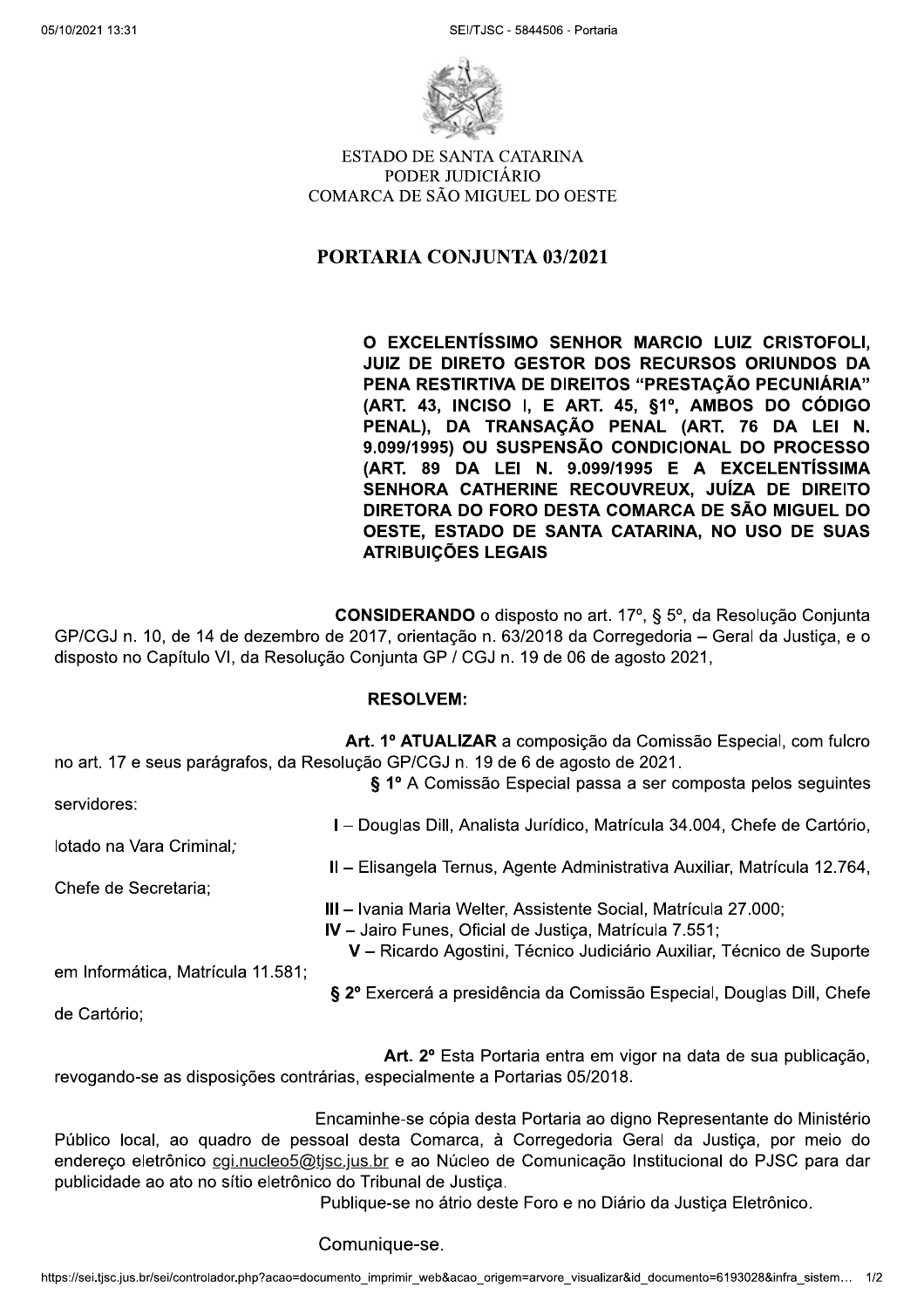ESTADO DE SANTA CATARINA
PODER JUDICIÁRIO
COMARCA DE SÃO MIGUEL DO OESTE

# PORTARIA CONJUNTA 03/2021

**O EXCELENTÍSSIMO SENHOR MARCIO LUIZ CRISTOFOLI, JUIZ DE DIRETO GESTOR DOS RECURSOS ORIUNDOS DA PENA RESTIRTIVA DE DIREITOS "PRESTAÇÃO PECUNIÁRIA" (ART. 43, INCISO I, E ART. 45, §1º, AMBOS DO CÓDIGO PENAL), DA TRANSAÇÃO PENAL (ART. 76 DA LEI N. 9.099/1995) OU SUSPENSÃO CONDICIONAL DO PROCESSO (ART. 89 DA LEI N. 9.099/1995 E A EXCELENTÍSSIMA SENHORA CATHERINE RECOUVREUX, JUÍZA DE DIREITO DIRETORA DO FORO DESTA COMARCA DE SÃO MIGUEL DO OESTE, ESTADO DE SANTA CATARINA, NO USO DE SUAS ATRIBUIÇÕES LEGAIS**

**CONSIDERANDO** o disposto no art. 17º, § 5º, da Resolução Conjunta GP/CGJ n. 10, de 14 de dezembro de 2017, orientação n. 63/2018 da Corregedoria – Geral da Justiça, e o disposto no Capítulo VI, da Resolução Conjunta GP / CGJ n. 19 de 06 de agosto 2021,

**RESOLVEM:**

**Art. 1º ATUALIZAR** a composição da Comissão Especial, com fulcro no art. 17 e seus parágrafos, da Resolução GP/CGJ n. 19 de 6 de agosto de 2021.

**§ 1º** A Comissão Especial passa a ser composta pelos seguintes servidores:

**I** – Douglas Dill, Analista Jurídico, Matrícula 34.004, Chefe de Cartório, lotado na Vara Criminal;

**II** – Elisangela Ternus, Agente Administrativa Auxiliar, Matrícula 12.764, Chefe de Secretaria;

**III** – Ivania Maria Welter, Assistente Social, Matrícula 27.000;

**IV** – Jairo Funes, Oficial de Justiça, Matrícula 7.551;

**V** – Ricardo Agostini, Técnico Judiciário Auxiliar, Técnico de Suporte em Informática, Matrícula 11.581;

**§ 2º** Exercerá a presidência da Comissão Especial, Douglas Dill, Chefe de Cartório;

**Art. 2º** Esta Portaria entra em vigor na data de sua publicação, revogando-se as disposições contrárias, especialmente a Portarias 05/2018.

Encaminhe-se cópia desta Portaria ao digno Representante do Ministério Público local, ao quadro de pessoal desta Comarca, à Corregedoria Geral da Justiça, por meio do endereço eletrônico cgj.nucleo5@tjsc.jus.br e ao Núcleo de Comunicação Institucional do PJSC para dar publicidade ao ato no sítio eletrônico do Tribunal de Justiça.

Publique-se no átrio deste Foro e no Diário da Justiça Eletrônico.

Comunique-se.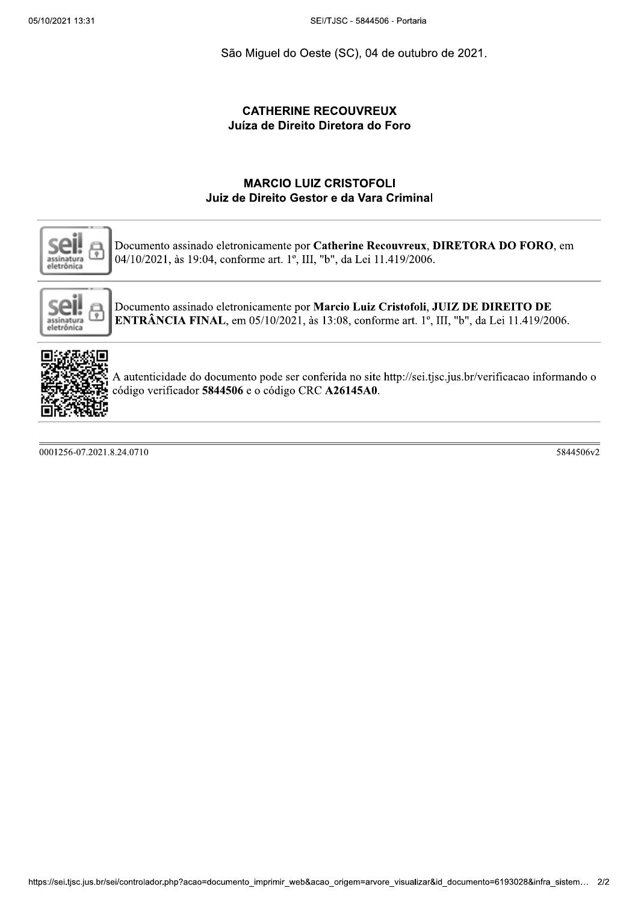São Miguel do Oeste (SC), 04 de outubro de 2021.

**CATHERINE RECOUVREUX**
**Juíza de Direito Diretora do Foro**

**MARCIO LUIZ CRISTOFOLI**
**Juiz de Direito Gestor e da Vara Criminal**

Documento assinado eletronicamente por **Catherine Recouvreux**, **DIRETORA DO FORO**, em 04/10/2021, às 19:04, conforme art. 1º, III, "b", da Lei 11.419/2006.

Documento assinado eletronicamente por **Marcio Luiz Cristofoli**, **JUIZ DE DIREITO DE ENTRÂNCIA FINAL**, em 05/10/2021, às 13:08, conforme art. 1º, III, "b", da Lei 11.419/2006.

A autenticidade do documento pode ser conferida no site http://sei.tjsc.jus.br/verificacao informando o código verificador **5844506** e o código CRC **A26145A0**.

0001256-07.2021.8.24.0710 5844506v2